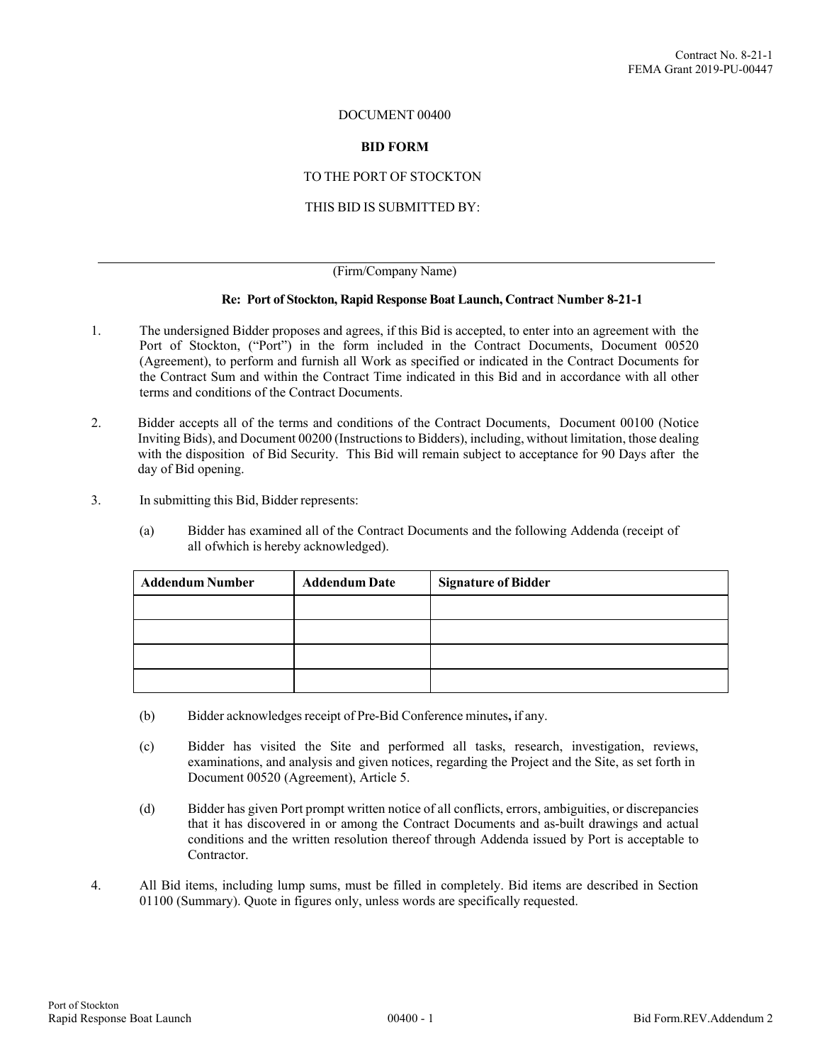DOCUMENT 00400

**BID FORM**

TO THE PORT OF STOCKTON

THIS BID IS SUBMITTED BY:

\_\_\_\_\_\_\_\_\_\_\_\_\_\_\_\_\_\_\_\_\_\_\_\_\_\_\_\_\_\_\_\_\_\_\_\_\_\_\_\_\_\_\_\_\_\_\_\_

(Firm/Company Name)

**Re: Port of Stockton, Rapid Response Boat Launch, Contract Number 8-21-1**

1. The undersigned Bidder proposes and agrees, if this Bid is accepted, to enter into an agreement with the Port of Stockton, ("Port") in the form included in the Contract Documents, Document 00520 (Agreement), to perform and furnish all Work as specified or indicated in the Contract Documents for the Contract Sum and within the Contract Time indicated in this Bid and in accordance with all other terms and conditions of the Contract Documents.

2. Bidder accepts all of the terms and conditions of the Contract Documents, Document 00100 (Notice Inviting Bids), and Document 00200 (Instructions to Bidders), including, without limitation, those dealing with the disposition of Bid Security. This Bid will remain subject to acceptance for 90 Days after the day of Bid opening.

3. In submitting this Bid, Bidder represents:

   (a) Bidder has examined all of the Contract Documents and the following Addenda (receipt of all ofwhich is hereby acknowledged).

| Addendum Number | Addendum Date | Signature of Bidder |
|---|---|---|
| | | |
| | | |
| | | |
| | | |

   (b) Bidder acknowledges receipt of Pre-Bid Conference minutes**,** if any.

   (c) Bidder has visited the Site and performed all tasks, research, investigation, reviews, examinations, and analysis and given notices, regarding the Project and the Site, as set forth in Document 00520 (Agreement), Article 5.

   (d) Bidder has given Port prompt written notice of all conflicts, errors, ambiguities, or discrepancies that it has discovered in or among the Contract Documents and as-built drawings and actual conditions and the written resolution thereof through Addenda issued by Port is acceptable to Contractor.

4. All Bid items, including lump sums, must be filled in completely. Bid items are described in Section 01100 (Summary). Quote in figures only, unless words are specifically requested.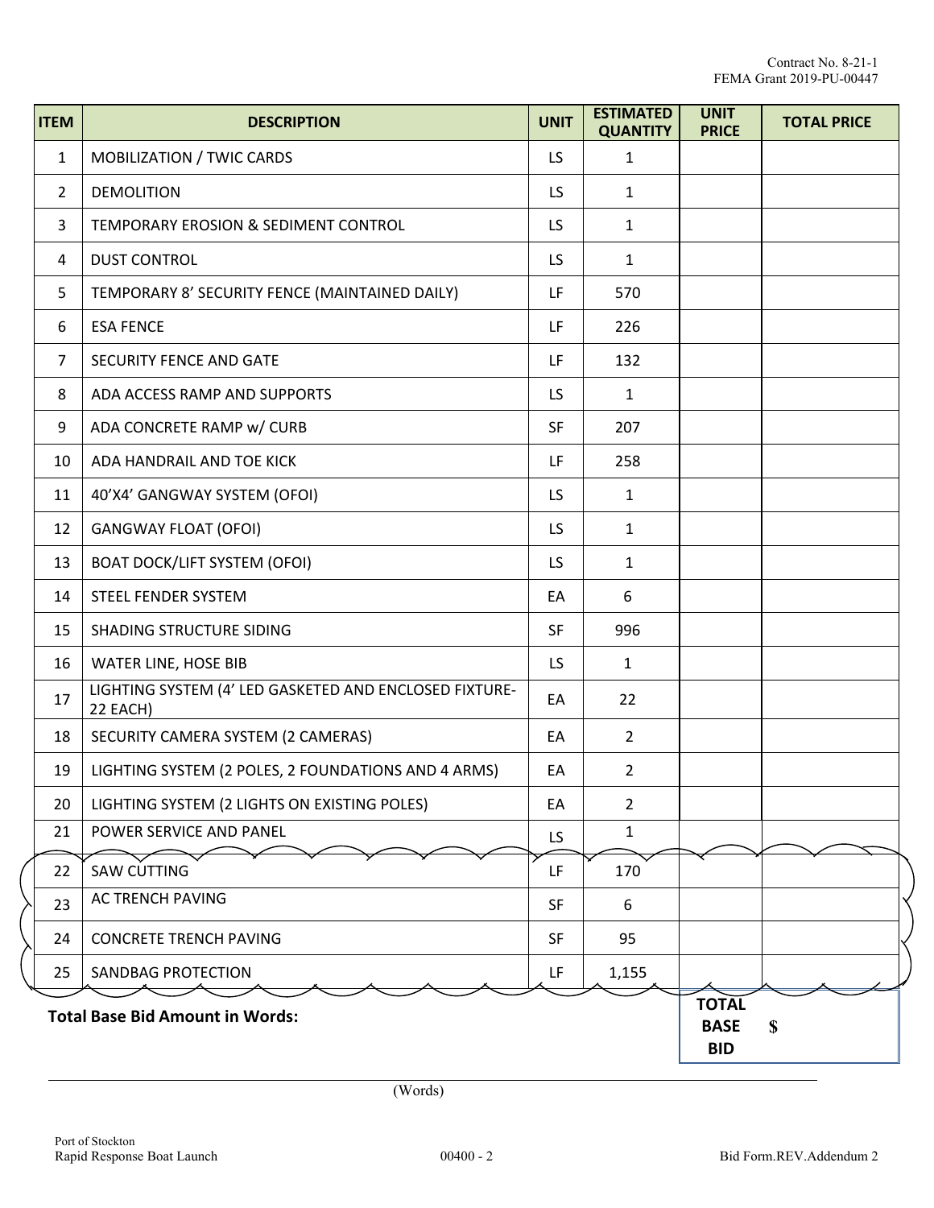Contract No. 8-21-1
FEMA Grant 2019-PU-00447

| ITEM | DESCRIPTION | UNIT | ESTIMATED QUANTITY | UNIT PRICE | TOTAL PRICE |
|---|---|---|---|---|---|
| 1 | MOBILIZATION / TWIC CARDS | LS | 1 | | |
| 2 | DEMOLITION | LS | 1 | | |
| 3 | TEMPORARY EROSION & SEDIMENT CONTROL | LS | 1 | | |
| 4 | DUST CONTROL | LS | 1 | | |
| 5 | TEMPORARY 8' SECURITY FENCE (MAINTAINED DAILY) | LF | 570 | | |
| 6 | ESA FENCE | LF | 226 | | |
| 7 | SECURITY FENCE AND GATE | LF | 132 | | |
| 8 | ADA ACCESS RAMP AND SUPPORTS | LS | 1 | | |
| 9 | ADA CONCRETE RAMP w/ CURB | SF | 207 | | |
| 10 | ADA HANDRAIL AND TOE KICK | LF | 258 | | |
| 11 | 40'X4' GANGWAY SYSTEM (OFOI) | LS | 1 | | |
| 12 | GANGWAY FLOAT (OFOI) | LS | 1 | | |
| 13 | BOAT DOCK/LIFT SYSTEM (OFOI) | LS | 1 | | |
| 14 | STEEL FENDER SYSTEM | EA | 6 | | |
| 15 | SHADING STRUCTURE SIDING | SF | 996 | | |
| 16 | WATER LINE, HOSE BIB | LS | 1 | | |
| 17 | LIGHTING SYSTEM (4' LED GASKETED AND ENCLOSED FIXTURE- 22 EACH) | EA | 22 | | |
| 18 | SECURITY CAMERA SYSTEM (2 CAMERAS) | EA | 2 | | |
| 19 | LIGHTING SYSTEM (2 POLES, 2 FOUNDATIONS AND 4 ARMS) | EA | 2 | | |
| 20 | LIGHTING SYSTEM (2 LIGHTS ON EXISTING POLES) | EA | 2 | | |
| 21 | POWER SERVICE AND PANEL | LS | 1 | | |
| 22 | SAW CUTTING | LF | 170 | | |
| 23 | AC TRENCH PAVING | SF | 6 | | |
| 24 | CONCRETE TRENCH PAVING | SF | 95 | | |
| 25 | SANDBAG PROTECTION | LF | 1,155 | | |

**Total Base Bid Amount in Words:** **TOTAL BASE BID** $

______________________________________________________________
(Words)

Port of Stockton
Rapid Response Boat Launch | 00400 - 2 | Bid Form.REV.Addendum 2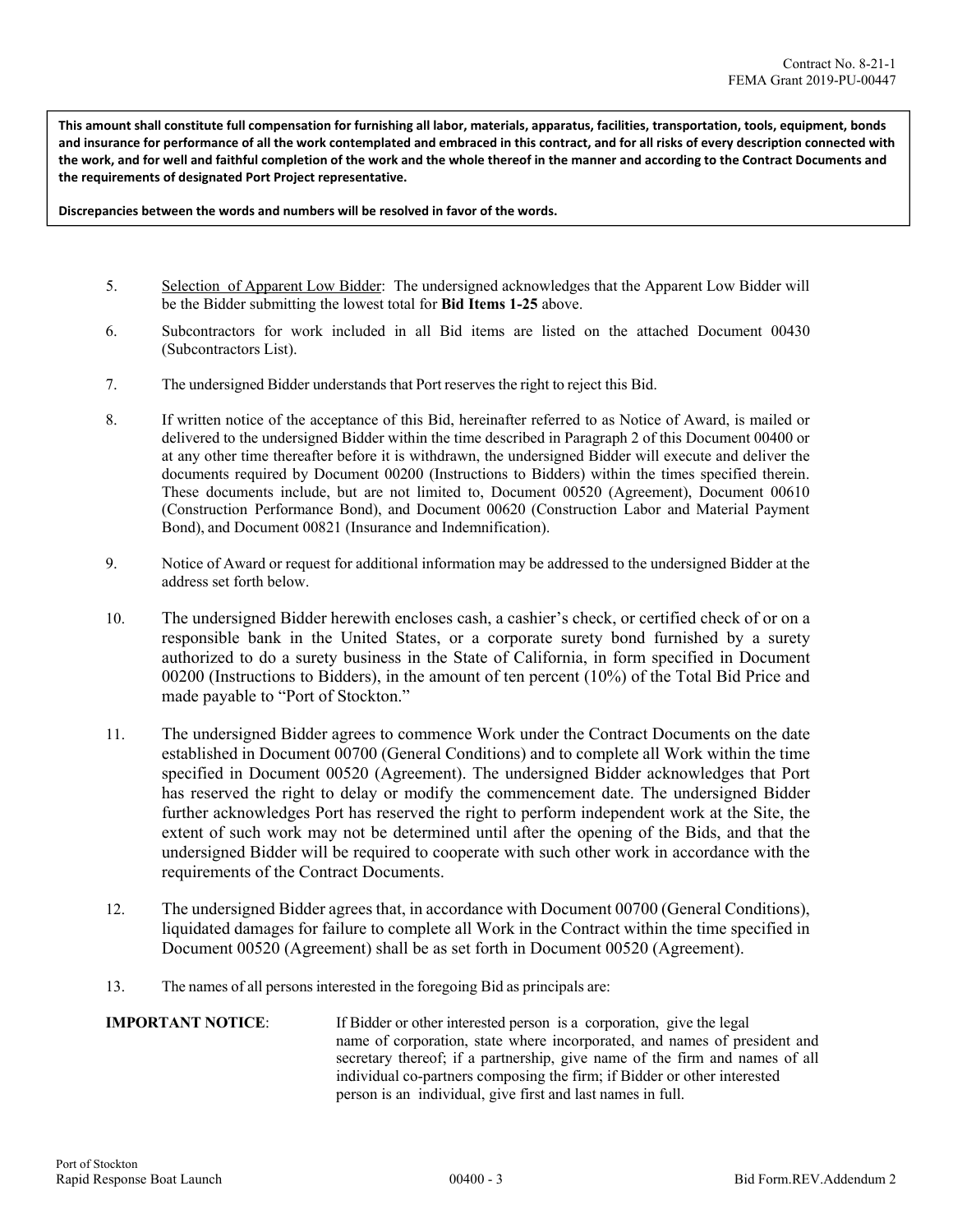**This amount shall constitute full compensation for furnishing all labor, materials, apparatus, facilities, transportation, tools, equipment, bonds and insurance for performance of all the work contemplated and embraced in this contract, and for all risks of every description connected with the work, and for well and faithful completion of the work and the whole thereof in the manner and according to the Contract Documents and the requirements of designated Port Project representative.**

**Discrepancies between the words and numbers will be resolved in favor of the words.**

5. Selection of Apparent Low Bidder: The undersigned acknowledges that the Apparent Low Bidder will be the Bidder submitting the lowest total for **Bid Items 1-25** above.

6. Subcontractors for work included in all Bid items are listed on the attached Document 00430 (Subcontractors List).

7. The undersigned Bidder understands that Port reserves the right to reject this Bid.

8. If written notice of the acceptance of this Bid, hereinafter referred to as Notice of Award, is mailed or delivered to the undersigned Bidder within the time described in Paragraph 2 of this Document 00400 or at any other time thereafter before it is withdrawn, the undersigned Bidder will execute and deliver the documents required by Document 00200 (Instructions to Bidders) within the times specified therein. These documents include, but are not limited to, Document 00520 (Agreement), Document 00610 (Construction Performance Bond), and Document 00620 (Construction Labor and Material Payment Bond), and Document 00821 (Insurance and Indemnification).

9. Notice of Award or request for additional information may be addressed to the undersigned Bidder at the address set forth below.

10. The undersigned Bidder herewith encloses cash, a cashier's check, or certified check of or on a responsible bank in the United States, or a corporate surety bond furnished by a surety authorized to do a surety business in the State of California, in form specified in Document 00200 (Instructions to Bidders), in the amount of ten percent (10%) of the Total Bid Price and made payable to "Port of Stockton."

11. The undersigned Bidder agrees to commence Work under the Contract Documents on the date established in Document 00700 (General Conditions) and to complete all Work within the time specified in Document 00520 (Agreement). The undersigned Bidder acknowledges that Port has reserved the right to delay or modify the commencement date. The undersigned Bidder further acknowledges Port has reserved the right to perform independent work at the Site, the extent of such work may not be determined until after the opening of the Bids, and that the undersigned Bidder will be required to cooperate with such other work in accordance with the requirements of the Contract Documents.

12. The undersigned Bidder agrees that, in accordance with Document 00700 (General Conditions), liquidated damages for failure to complete all Work in the Contract within the time specified in Document 00520 (Agreement) shall be as set forth in Document 00520 (Agreement).

13. The names of all persons interested in the foregoing Bid as principals are:

**IMPORTANT NOTICE**: If Bidder or other interested person is a corporation, give the legal name of corporation, state where incorporated, and names of president and secretary thereof; if a partnership, give name of the firm and names of all individual co-partners composing the firm; if Bidder or other interested person is an individual, give first and last names in full.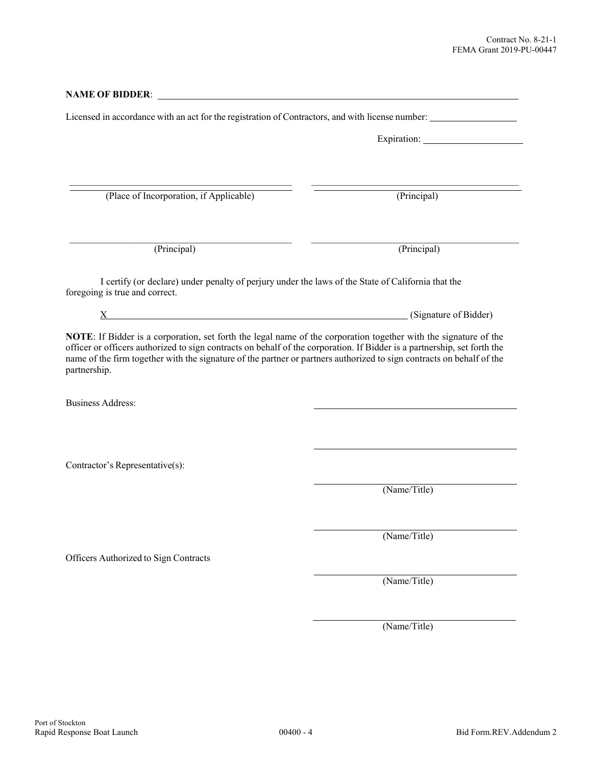**NAME OF BIDDER**: ______________________________________________

Licensed in accordance with an act for the registration of Contractors, and with license number: ____________

Expiration: ____________

| | |
|---|---|
| ______________________________ | ______________________________ |
| (Place of Incorporation, if Applicable) | (Principal) |
| ______________________________ | ______________________________ |
| (Principal) | (Principal) |

I certify (or declare) under penalty of perjury under the laws of the State of California that the foregoing is true and correct.

X______________________________________________ (Signature of Bidder)

**NOTE**: If Bidder is a corporation, set forth the legal name of the corporation together with the signature of the officer or officers authorized to sign contracts on behalf of the corporation. If Bidder is a partnership, set forth the name of the firm together with the signature of the partner or partners authorized to sign contracts on behalf of the partnership.

Business Address: ______________________________

______________________________

Contractor's Representative(s):

______________________________
(Name/Title)

______________________________
(Name/Title)

Officers Authorized to Sign Contracts

______________________________
(Name/Title)

______________________________
(Name/Title)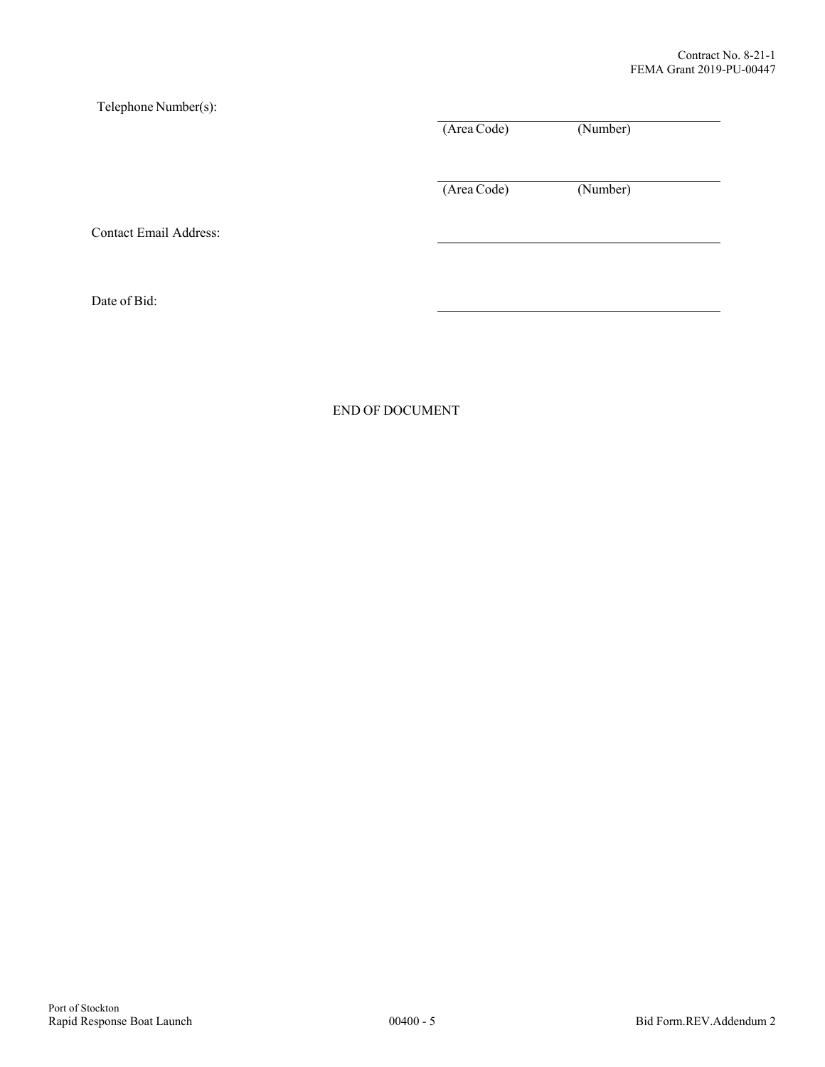Telephone Number(s):

\_\_\_\_\_\_\_\_\_\_\_\_\_\_\_\_\_\_\_\_\_\_\_\_\_\_\_\_\_\_\_\_\_\_\_\_\_\_\_\_
(Area Code) (Number)

\_\_\_\_\_\_\_\_\_\_\_\_\_\_\_\_\_\_\_\_\_\_\_\_\_\_\_\_\_\_\_\_\_\_\_\_\_\_\_\_
(Area Code) (Number)

Contact Email Address: \_\_\_\_\_\_\_\_\_\_\_\_\_\_\_\_\_\_\_\_\_\_\_\_\_\_\_\_\_\_\_\_\_\_\_\_\_\_\_\_

Date of Bid: \_\_\_\_\_\_\_\_\_\_\_\_\_\_\_\_\_\_\_\_\_\_\_\_\_\_\_\_\_\_\_\_\_\_\_\_\_\_\_\_

END OF DOCUMENT